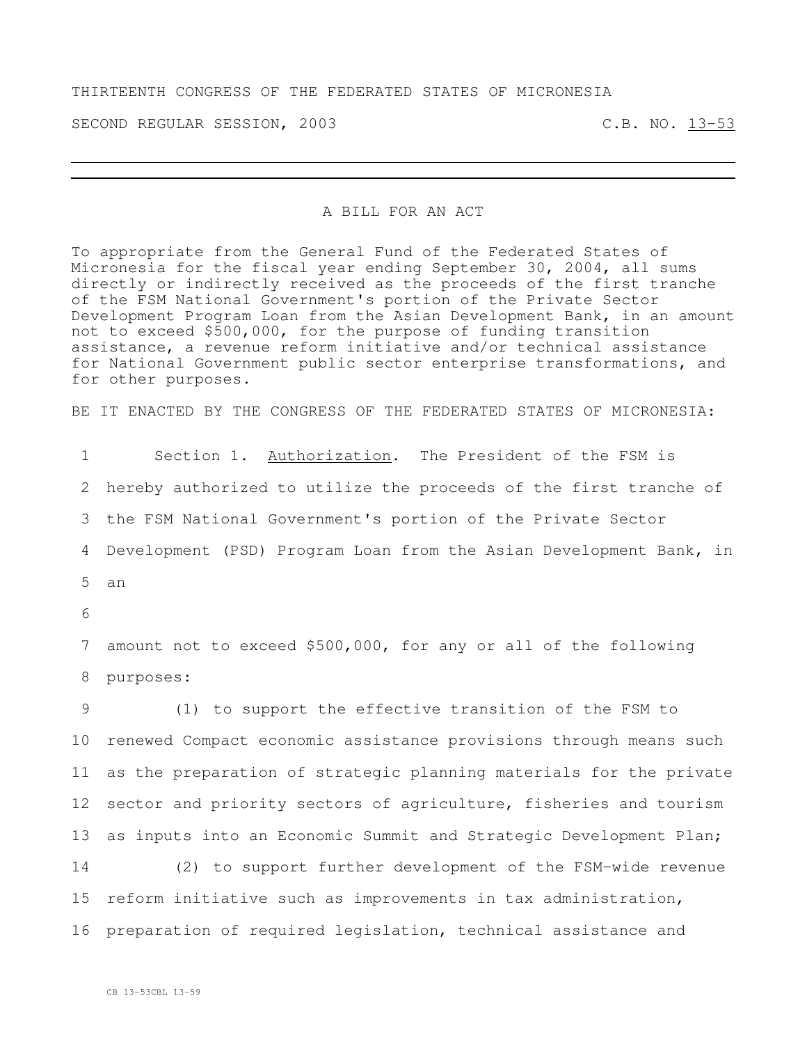THIRTEENTH CONGRESS OF THE FEDERATED STATES OF MICRONESIA

SECOND REGULAR SESSION, 2003 C.B. NO. 13-53

---

A BILL FOR AN ACT

To appropriate from the General Fund of the Federated States of Micronesia for the fiscal year ending September 30, 2004, all sums directly or indirectly received as the proceeds of the first tranche of the FSM National Government's portion of the Private Sector Development Program Loan from the Asian Development Bank, in an amount not to exceed $500,000, for the purpose of funding transition assistance, a revenue reform initiative and/or technical assistance for National Government public sector enterprise transformations, and for other purposes.

BE IT ENACTED BY THE CONGRESS OF THE FEDERATED STATES OF MICRONESIA:

1 Section 1. Authorization. The President of the FSM is
2 hereby authorized to utilize the proceeds of the first tranche of
3 the FSM National Government's portion of the Private Sector
4 Development (PSD) Program Loan from the Asian Development Bank, in
5 an
6
7 amount not to exceed $500,000, for any or all of the following
8 purposes:
9 (1) to support the effective transition of the FSM to
10 renewed Compact economic assistance provisions through means such
11 as the preparation of strategic planning materials for the private
12 sector and priority sectors of agriculture, fisheries and tourism
13 as inputs into an Economic Summit and Strategic Development Plan;
14 (2) to support further development of the FSM-wide revenue
15 reform initiative such as improvements in tax administration,
16 preparation of required legislation, technical assistance and

CB 13-53CBL 13-59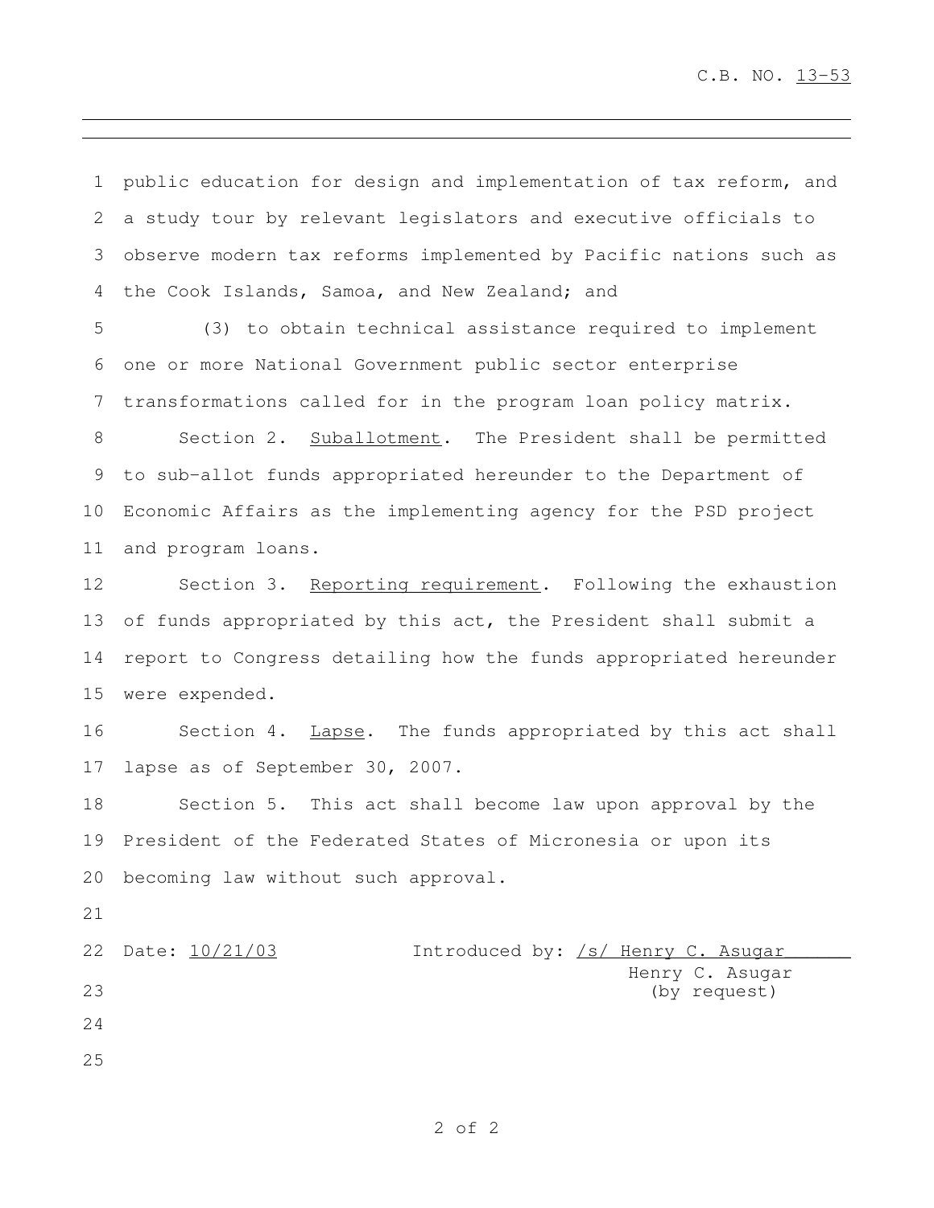public education for design and implementation of tax reform, and a study tour by relevant legislators and executive officials to observe modern tax reforms implemented by Pacific nations such as the Cook Islands, Samoa, and New Zealand; and

(3) to obtain technical assistance required to implement one or more National Government public sector enterprise transformations called for in the program loan policy matrix.

Section 2. Suballotment. The President shall be permitted to sub-allot funds appropriated hereunder to the Department of Economic Affairs as the implementing agency for the PSD project and program loans.

Section 3. Reporting requirement. Following the exhaustion of funds appropriated by this act, the President shall submit a report to Congress detailing how the funds appropriated hereunder were expended.

Section 4. Lapse. The funds appropriated by this act shall lapse as of September 30, 2007.

Section 5. This act shall become law upon approval by the President of the Federated States of Micronesia or upon its becoming law without such approval.

Date: 10/21/03

Introduced by: /s/ Henry C. Asugar
Henry C. Asugar
(by request)